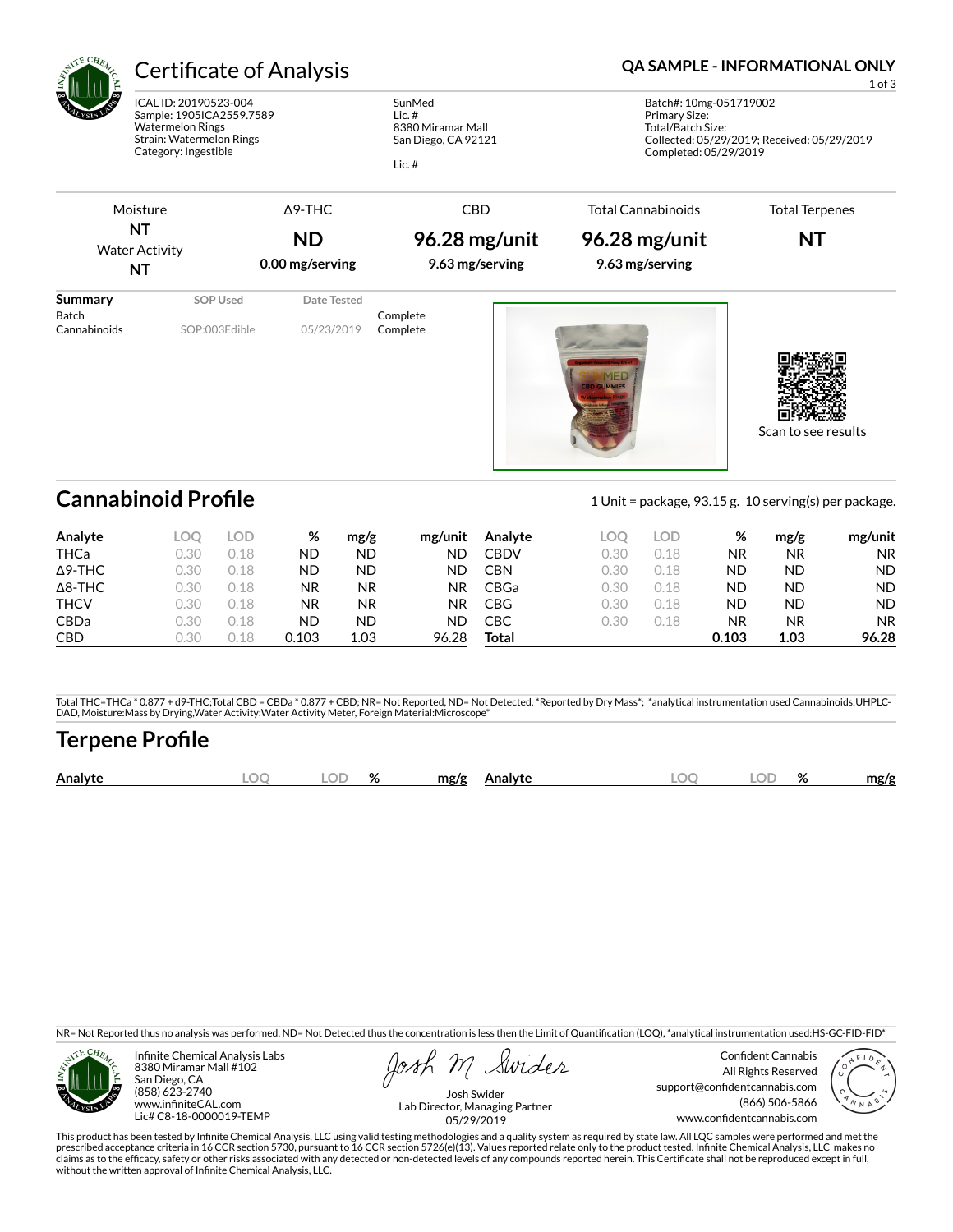# Certificate of Analysis

**QA SAMPLE - INFORMATIONAL ONLY**

ICAL ID: 20190523-004
Sample: 1905ICA2559.7589
Watermelon Rings
Strain: Watermelon Rings
Category: Ingestible

SunMed
Lic. #
8380 Miramar Mall
San Diego, CA 92121

Lic. #

Batch#: 10mg-051719002
Primary Size:
Total/Batch Size:
Collected: 05/29/2019; Received: 05/29/2019
Completed: 05/29/2019

| Moisture | Δ9-THC | CBD | Total Cannabinoids | Total Terpenes |
|---|---|---|---|---|
| **NT** | **ND** | **96.28 mg/unit** | **96.28 mg/unit** | **NT** |
| Water Activity **NT** | **0.00 mg/serving** | **9.63 mg/serving** | **9.63 mg/serving** | |

| Summary | SOP Used | Date Tested | |
|---|---|---|---|
| Batch | | | Complete |
| Cannabinoids | SOP:003Edible | 05/23/2019 | Complete |

Scan to see results

## Cannabinoid Profile

1 Unit = package, 93.15 g. 10 serving(s) per package.

| Analyte | LOQ | LOD | % | mg/g | mg/unit | Analyte | LOQ | LOD | % | mg/g | mg/unit |
|---|---|---|---|---|---|---|---|---|---|---|---|
| THCa | 0.30 | 0.18 | ND | ND | ND | CBDV | 0.30 | 0.18 | NR | NR | NR |
| Δ9-THC | 0.30 | 0.18 | ND | ND | ND | CBN | 0.30 | 0.18 | ND | ND | ND |
| Δ8-THC | 0.30 | 0.18 | NR | NR | NR | CBGa | 0.30 | 0.18 | ND | ND | ND |
| THCV | 0.30 | 0.18 | NR | NR | NR | CBG | 0.30 | 0.18 | ND | ND | ND |
| CBDa | 0.30 | 0.18 | ND | ND | ND | CBC | 0.30 | 0.18 | NR | NR | NR |
| CBD | 0.30 | 0.18 | 0.103 | 1.03 | 96.28 | **Total** | | | **0.103** | **1.03** | **96.28** |

Total THC=THCa * 0.877 + d9-THC;Total CBD = CBDa * 0.877 + CBD; NR= Not Reported, ND= Not Detected, *Reported by Dry Mass*; *analytical instrumentation used Cannabinoids:UHPLC-DAD, Moisture:Mass by Drying,Water Activity:Water Activity Meter, Foreign Material:Microscope*

## Terpene Profile

| Analyte | LOQ | LOD | % | mg/g | Analyte | LOQ | LOD | % | mg/g |
|---|---|---|---|---|---|---|---|---|---|

NR= Not Reported thus no analysis was performed, ND= Not Detected thus the concentration is less then the Limit of Quantification (LOQ), *analytical instrumentation used:HS-GC-FID-FID*

Infinite Chemical Analysis Labs
8380 Miramar Mall #102
San Diego, CA
(858) 623-2740
www.infiniteCAL.com
Lic# C8-18-0000019-TEMP

Josh Swider
Lab Director, Managing Partner
05/29/2019

Confident Cannabis
All Rights Reserved
support@confidentcannabis.com
(866) 506-5866
www.confidentcannabis.com

This product has been tested by Infinite Chemical Analysis, LLC using valid testing methodologies and a quality system as required by state law. All LQC samples were performed and met the prescribed acceptance criteria in 16 CCR section 5730, pursuant to 16 CCR section 5726(e)(13). Values reported relate only to the product tested. Infinite Chemical Analysis, LLC makes no claims as to the efficacy, safety or other risks associated with any detected or non-detected levels of any compounds reported herein. This Certificate shall not be reproduced except in full, without the written approval of Infinite Chemical Analysis, LLC.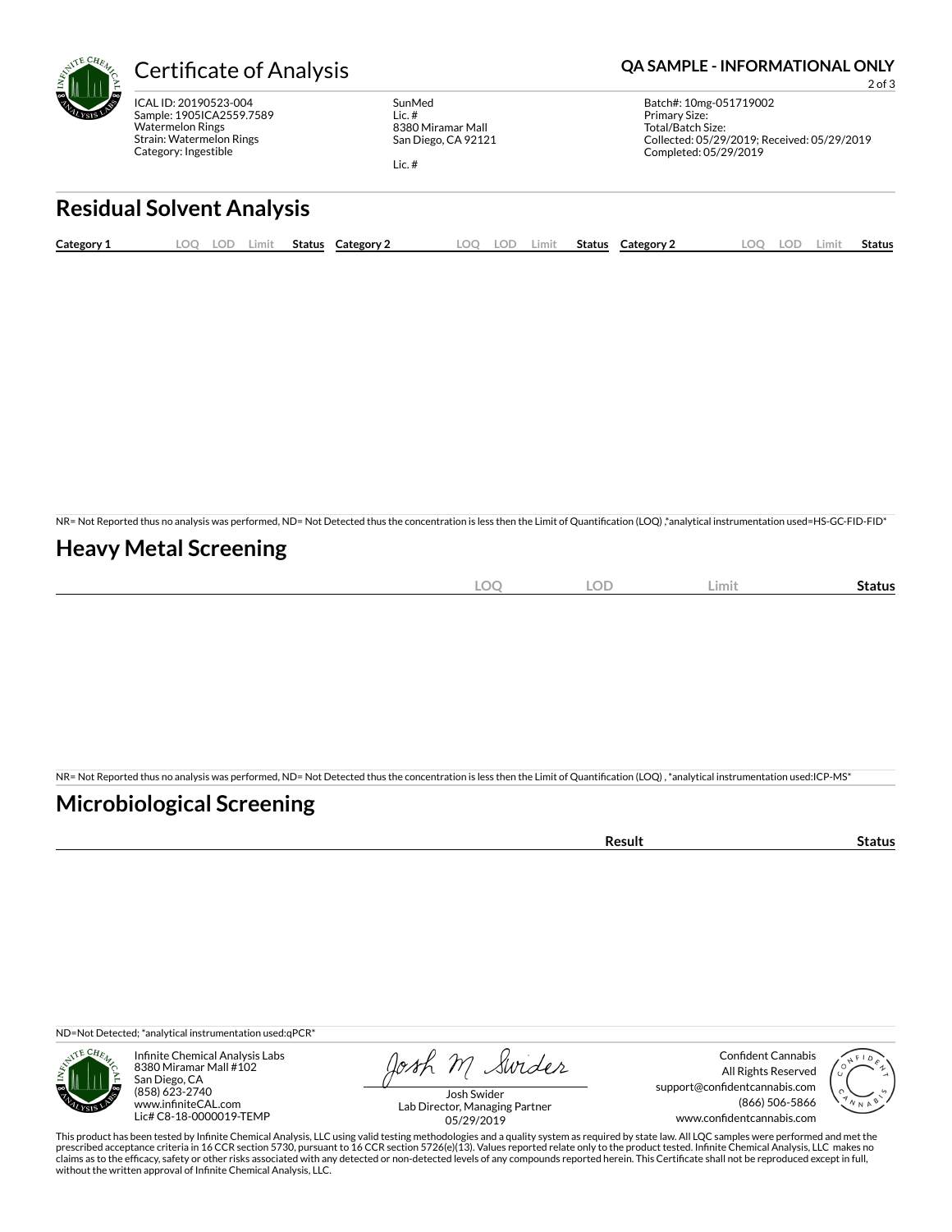# Certificate of Analysis

**QA SAMPLE - INFORMATIONAL ONLY**

ICAL ID: 20190523-004
Sample: 1905ICA2559.7589
Watermelon Rings
Strain: Watermelon Rings
Category: Ingestible

SunMed
Lic. #
8380 Miramar Mall
San Diego, CA 92121

Lic. #

Batch#: 10mg-051719002
Primary Size:
Total/Batch Size:
Collected: 05/29/2019; Received: 05/29/2019
Completed: 05/29/2019

## Residual Solvent Analysis

| Category 1 | LOQ | LOD | Limit | Status | Category 2 | LOQ | LOD | Limit | Status | Category 2 | LOQ | LOD | Limit | Status |
|---|---|---|---|---|---|---|---|---|---|---|---|---|---|---|

NR= Not Reported thus no analysis was performed, ND= Not Detected thus the concentration is less then the Limit of Quantification (LOQ) ,*analytical instrumentation used=HS-GC-FID-FID*

## Heavy Metal Screening

| | LOQ | LOD | Limit | Status |
|---|---|---|---|---|

NR= Not Reported thus no analysis was performed, ND= Not Detected thus the concentration is less then the Limit of Quantification (LOQ) , *analytical instrumentation used:ICP-MS*

## Microbiological Screening

| | Result | Status |
|---|---|---|

ND=Not Detected; *analytical instrumentation used:qPCR*

Infinite Chemical Analysis Labs
8380 Miramar Mall #102
San Diego, CA
(858) 623-2740
www.infiniteCAL.com
Lic# C8-18-0000019-TEMP

Josh Swider
Lab Director, Managing Partner
05/29/2019

Confident Cannabis
All Rights Reserved
support@confidentcannabis.com
(866) 506-5866
www.confidentcannabis.com

This product has been tested by Infinite Chemical Analysis, LLC using valid testing methodologies and a quality system as required by state law. All LQC samples were performed and met the prescribed acceptance criteria in 16 CCR section 5730, pursuant to 16 CCR section 5726(e)(13). Values reported relate only to the product tested. Infinite Chemical Analysis, LLC makes no claims as to the efficacy, safety or other risks associated with any detected or non-detected levels of any compounds reported herein. This Certificate shall not be reproduced except in full, without the written approval of Infinite Chemical Analysis, LLC.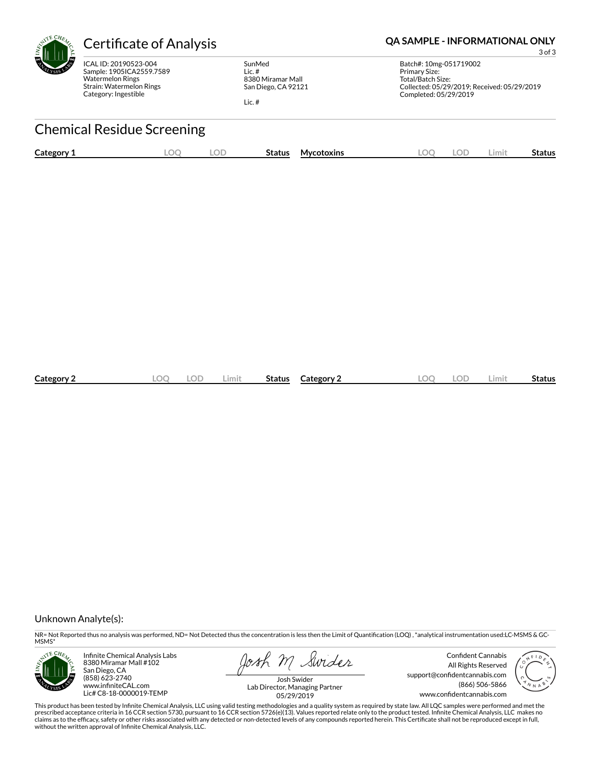# Certificate of Analysis

**QA SAMPLE - INFORMATIONAL ONLY**

ICAL ID: 20190523-004
Sample: 1905ICA2559.7589
Watermelon Rings
Strain: Watermelon Rings
Category: Ingestible

SunMed
Lic. #
8380 Miramar Mall
San Diego, CA 92121

Lic. #

Batch#: 10mg-051719002
Primary Size:
Total/Batch Size:
Collected: 05/29/2019; Received: 05/29/2019
Completed: 05/29/2019

## Chemical Residue Screening

| Category 1 | LOQ | LOD | Status |
|---|---|---|---|

| Mycotoxins | LOQ | LOD | Limit | Status |
|---|---|---|---|---|

| Category 2 | LOQ | LOD | Limit | Status |
|---|---|---|---|---|

| Category 2 | LOQ | LOD | Limit | Status |
|---|---|---|---|---|

Unknown Analyte(s):

NR= Not Reported thus no analysis was performed, ND= Not Detected thus the concentration is less then the Limit of Quantification (LOQ) , *analytical instrumentation used:LC-MSMS & GC-MSMS*

Infinite Chemical Analysis Labs
8380 Miramar Mall #102
San Diego, CA
(858) 623-2740
www.infiniteCAL.com
Lic# C8-18-0000019-TEMP

Josh Swider
Lab Director, Managing Partner
05/29/2019

Confident Cannabis
All Rights Reserved
support@confidentcannabis.com
(866) 506-5866
www.confidentcannabis.com

This product has been tested by Infinite Chemical Analysis, LLC using valid testing methodologies and a quality system as required by state law. All LQC samples were performed and met the prescribed acceptance criteria in 16 CCR section 5730, pursuant to 16 CCR section 5726(e)(13). Values reported relate only to the product tested. Infinite Chemical Analysis, LLC makes no claims as to the efficacy, safety or other risks associated with any detected or non-detected levels of any compounds reported herein. This Certificate shall not be reproduced except in full, without the written approval of Infinite Chemical Analysis, LLC.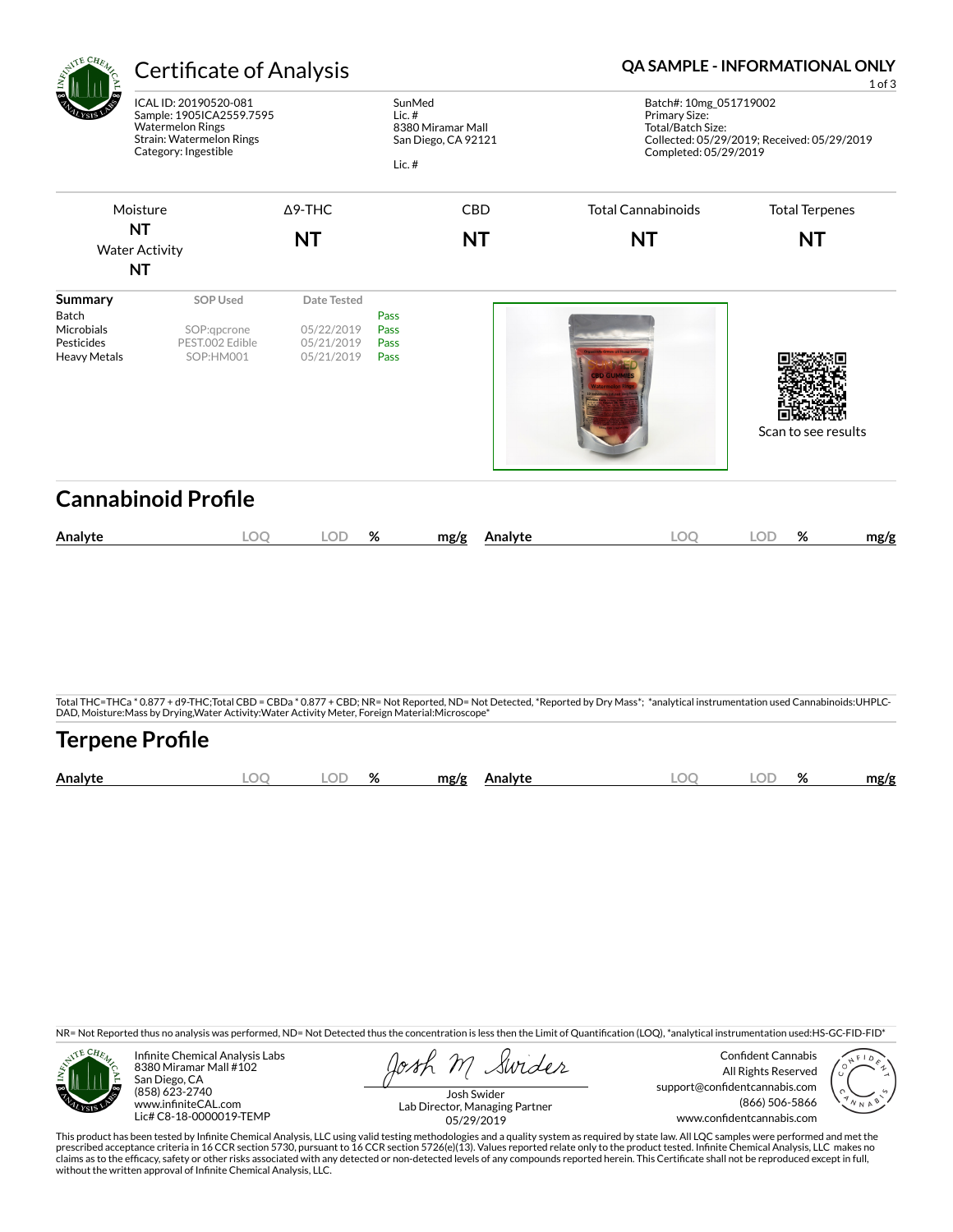# Certificate of Analysis

**QA SAMPLE - INFORMATIONAL ONLY**

ICAL ID: 20190520-081
Sample: 1905ICA2559.7595
Watermelon Rings
Strain: Watermelon Rings
Category: Ingestible

SunMed
Lic. #
8380 Miramar Mall
San Diego, CA 92121

Lic. #

Batch#: 10mg_051719002
Primary Size:
Total/Batch Size:
Collected: 05/29/2019; Received: 05/29/2019
Completed: 05/29/2019

| Moisture | Δ9-THC | CBD | Total Cannabinoids | Total Terpenes |
|---|---|---|---|---|
| NT | NT | NT | NT | NT |
| Water Activity NT | | | | |

| Summary | SOP Used | Date Tested | |
|---|---|---|---|
| Batch | | | Pass |
| Microbials | SOP:qpcrone | 05/22/2019 | Pass |
| Pesticides | PEST.002 Edible | 05/21/2019 | Pass |
| Heavy Metals | SOP:HM001 | 05/21/2019 | Pass |

Scan to see results

## Cannabinoid Profile

| Analyte | LOQ | LOD | % | mg/g | Analyte | LOQ | LOD | % | mg/g |
|---|---|---|---|---|---|---|---|---|---|

Total THC=THCa * 0.877 + d9-THC;Total CBD = CBDa * 0.877 + CBD; NR= Not Reported, ND= Not Detected, *Reported by Dry Mass*; *analytical instrumentation used Cannabinoids:UHPLC-DAD, Moisture:Mass by Drying,Water Activity:Water Activity Meter, Foreign Material:Microscope*

## Terpene Profile

| Analyte | LOQ | LOD | % | mg/g | Analyte | LOQ | LOD | % | mg/g |
|---|---|---|---|---|---|---|---|---|---|

NR= Not Reported thus no analysis was performed, ND= Not Detected thus the concentration is less then the Limit of Quantification (LOQ), *analytical instrumentation used:HS-GC-FID-FID*

Infinite Chemical Analysis Labs
8380 Miramar Mall #102
San Diego, CA
(858) 623-2740
www.infiniteCAL.com
Lic# C8-18-0000019-TEMP

Josh Swider
Lab Director, Managing Partner
05/29/2019

Confident Cannabis
All Rights Reserved
support@confidentcannabis.com
(866) 506-5866
www.confidentcannabis.com

This product has been tested by Infinite Chemical Analysis, LLC using valid testing methodologies and a quality system as required by state law. All LQC samples were performed and met the prescribed acceptance criteria in 16 CCR section 5730, pursuant to 16 CCR section 5726(e)(13). Values reported relate only to the product tested. Infinite Chemical Analysis, LLC makes no claims as to the efficacy, safety or other risks associated with any detected or non-detected levels of any compounds reported herein. This Certificate shall not be reproduced except in full, without the written approval of Infinite Chemical Analysis, LLC.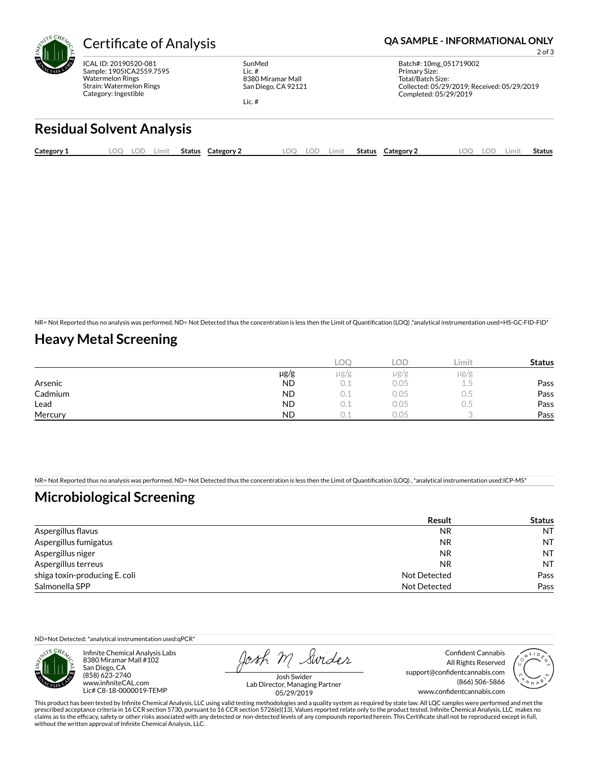# Certificate of Analysis

**QA SAMPLE - INFORMATIONAL ONLY**

ICAL ID: 20190520-081
Sample: 1905ICA2559.7595
Watermelon Rings
Strain: Watermelon Rings
Category: Ingestible

SunMed
Lic. #
8380 Miramar Mall
San Diego, CA 92121

Lic. #

Batch#: 10mg_051719002
Primary Size:
Total/Batch Size:
Collected: 05/29/2019; Received: 05/29/2019
Completed: 05/29/2019

## Residual Solvent Analysis

| Category 1 | LOQ | LOD | Limit | Status | Category 2 | LOQ | LOD | Limit | Status | Category 2 | LOQ | LOD | Limit | Status |
|---|---|---|---|---|---|---|---|---|---|---|---|---|---|---|

NR= Not Reported thus no analysis was performed, ND= Not Detected thus the concentration is less then the Limit of Quantification (LOQ) ,*analytical instrumentation used=HS-GC-FID-FID*

## Heavy Metal Screening

| | | LOQ | LOD | Limit | Status |
|---|---|---|---|---|---|
| | µg/g | µg/g | µg/g | µg/g | |
| Arsenic | ND | 0.1 | 0.05 | 1.5 | Pass |
| Cadmium | ND | 0.1 | 0.05 | 0.5 | Pass |
| Lead | ND | 0.1 | 0.05 | 0.5 | Pass |
| Mercury | ND | 0.1 | 0.05 | 3 | Pass |

NR= Not Reported thus no analysis was performed, ND= Not Detected thus the concentration is less then the Limit of Quantification (LOQ) , *analytical instrumentation used:ICP-MS*

## Microbiological Screening

| | Result | Status |
|---|---|---|
| Aspergillus flavus | NR | NT |
| Aspergillus fumigatus | NR | NT |
| Aspergillus niger | NR | NT |
| Aspergillus terreus | NR | NT |
| shiga toxin-producing E. coli | Not Detected | Pass |
| Salmonella SPP | Not Detected | Pass |

ND=Not Detected; *analytical instrumentation used:qPCR*

Infinite Chemical Analysis Labs
8380 Miramar Mall #102
San Diego, CA
(858) 623-2740
www.infiniteCAL.com
Lic# C8-18-0000019-TEMP

Josh M Swider
Josh Swider
Lab Director, Managing Partner
05/29/2019

Confident Cannabis
All Rights Reserved
support@confidentcannabis.com
(866) 506-5866
www.confidentcannabis.com

This product has been tested by Infinite Chemical Analysis, LLC using valid testing methodologies and a quality system as required by state law. All LQC samples were performed and met the prescribed acceptance criteria in 16 CCR section 5730, pursuant to 16 CCR section 5726(e)(13). Values reported relate only to the product tested. Infinite Chemical Analysis, LLC makes no claims as to the efficacy, safety or other risks associated with any detected or non-detected levels of any compounds reported herein. This Certificate shall not be reproduced except in full, without the written approval of Infinite Chemical Analysis, LLC.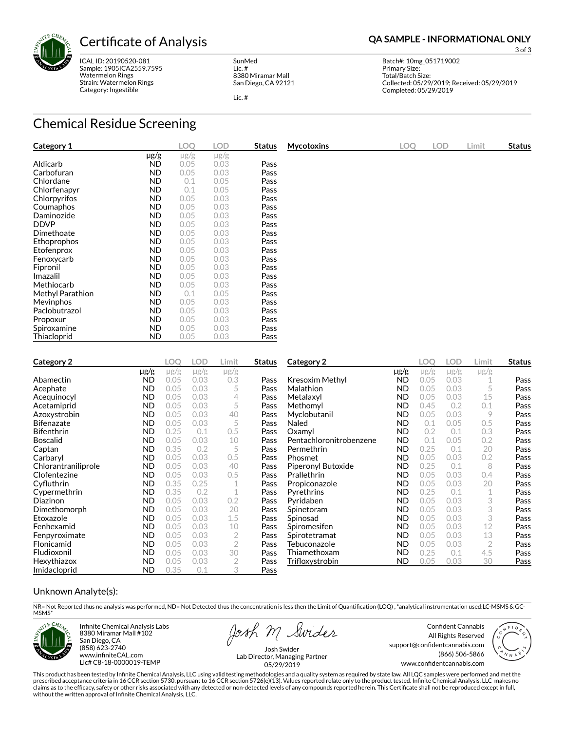# Certificate of Analysis

**QA SAMPLE - INFORMATIONAL ONLY**

ICAL ID: 20190520-081
Sample: 1905ICA2559.7595
Watermelon Rings
Strain: Watermelon Rings
Category: Ingestible

SunMed
Lic. #
8380 Miramar Mall
San Diego, CA 92121

Lic. #

Batch#: 10mg_051719002
Primary Size:
Total/Batch Size:
Collected: 05/29/2019; Received: 05/29/2019
Completed: 05/29/2019

## Chemical Residue Screening

| Category 1 | | LOQ | LOD | Status |
|---|---|---|---|---|
| | μg/g | μg/g | μg/g | |
| Aldicarb | ND | 0.05 | 0.03 | Pass |
| Carbofuran | ND | 0.05 | 0.03 | Pass |
| Chlordane | ND | 0.1 | 0.05 | Pass |
| Chlorfenapyr | ND | 0.1 | 0.05 | Pass |
| Chlorpyrifos | ND | 0.05 | 0.03 | Pass |
| Coumaphos | ND | 0.05 | 0.03 | Pass |
| Daminozide | ND | 0.05 | 0.03 | Pass |
| DDVP | ND | 0.05 | 0.03 | Pass |
| Dimethoate | ND | 0.05 | 0.03 | Pass |
| Ethoprophos | ND | 0.05 | 0.03 | Pass |
| Etofenprox | ND | 0.05 | 0.03 | Pass |
| Fenoxycarb | ND | 0.05 | 0.03 | Pass |
| Fipronil | ND | 0.05 | 0.03 | Pass |
| Imazalil | ND | 0.05 | 0.03 | Pass |
| Methiocarb | ND | 0.05 | 0.03 | Pass |
| Methyl Parathion | ND | 0.1 | 0.05 | Pass |
| Mevinphos | ND | 0.05 | 0.03 | Pass |
| Paclobutrazol | ND | 0.05 | 0.03 | Pass |
| Propoxur | ND | 0.05 | 0.03 | Pass |
| Spiroxamine | ND | 0.05 | 0.03 | Pass |
| Thiacloprid | ND | 0.05 | 0.03 | Pass |

| Mycotoxins | LOQ | LOD | Limit | Status |
|---|---|---|---|---|

| Category 2 | | LOQ | LOD | Limit | Status |
|---|---|---|---|---|---|
| | μg/g | μg/g | μg/g | μg/g | |
| Abamectin | ND | 0.05 | 0.03 | 0.3 | Pass |
| Acephate | ND | 0.05 | 0.03 | 5 | Pass |
| Acequinocyl | ND | 0.05 | 0.03 | 4 | Pass |
| Acetamiprid | ND | 0.05 | 0.03 | 5 | Pass |
| Azoxystrobin | ND | 0.05 | 0.03 | 40 | Pass |
| Bifenazate | ND | 0.05 | 0.03 | 5 | Pass |
| Bifenthrin | ND | 0.25 | 0.1 | 0.5 | Pass |
| Boscalid | ND | 0.05 | 0.03 | 10 | Pass |
| Captan | ND | 0.35 | 0.2 | 5 | Pass |
| Carbaryl | ND | 0.05 | 0.03 | 0.5 | Pass |
| Chlorantraniliprole | ND | 0.05 | 0.03 | 40 | Pass |
| Clofentezine | ND | 0.05 | 0.03 | 0.5 | Pass |
| Cyfluthrin | ND | 0.35 | 0.25 | 1 | Pass |
| Cypermethrin | ND | 0.35 | 0.2 | 1 | Pass |
| Diazinon | ND | 0.05 | 0.03 | 0.2 | Pass |
| Dimethomorph | ND | 0.05 | 0.03 | 20 | Pass |
| Etoxazole | ND | 0.05 | 0.03 | 1.5 | Pass |
| Fenhexamid | ND | 0.05 | 0.03 | 10 | Pass |
| Fenpyroximate | ND | 0.05 | 0.03 | 2 | Pass |
| Flonicamid | ND | 0.05 | 0.03 | 2 | Pass |
| Fludioxonil | ND | 0.05 | 0.03 | 30 | Pass |
| Hexythiazox | ND | 0.05 | 0.03 | 2 | Pass |
| Imidacloprid | ND | 0.35 | 0.1 | 3 | Pass |
| Kresoxim Methyl | ND | 0.05 | 0.03 | 1 | Pass |
| Malathion | ND | 0.05 | 0.03 | 5 | Pass |
| Metalaxyl | ND | 0.05 | 0.03 | 15 | Pass |
| Methomyl | ND | 0.45 | 0.2 | 0.1 | Pass |
| Myclobutanil | ND | 0.05 | 0.03 | 9 | Pass |
| Naled | ND | 0.1 | 0.05 | 0.5 | Pass |
| Oxamyl | ND | 0.2 | 0.1 | 0.3 | Pass |
| Pentachloronitrobenzene | ND | 0.1 | 0.05 | 0.2 | Pass |
| Permethrin | ND | 0.25 | 0.1 | 20 | Pass |
| Phosmet | ND | 0.05 | 0.03 | 0.2 | Pass |
| Piperonyl Butoxide | ND | 0.25 | 0.1 | 8 | Pass |
| Prallethrin | ND | 0.05 | 0.03 | 0.4 | Pass |
| Propiconazole | ND | 0.05 | 0.03 | 20 | Pass |
| Pyrethrins | ND | 0.25 | 0.1 | 1 | Pass |
| Pyridaben | ND | 0.05 | 0.03 | 3 | Pass |
| Spinetoram | ND | 0.05 | 0.03 | 3 | Pass |
| Spinosad | ND | 0.05 | 0.03 | 3 | Pass |
| Spiromesifen | ND | 0.05 | 0.03 | 12 | Pass |
| Spirotetramat | ND | 0.05 | 0.03 | 13 | Pass |
| Tebuconazole | ND | 0.05 | 0.03 | 2 | Pass |
| Thiamethoxam | ND | 0.25 | 0.1 | 4.5 | Pass |
| Trifloxystrobin | ND | 0.05 | 0.03 | 30 | Pass |

Unknown Analyte(s):

NR= Not Reported thus no analysis was performed, ND= Not Detected thus the concentration is less then the Limit of Quantification (LOQ) , *analytical instrumentation used:LC-MSMS & GC-MSMS*

Infinite Chemical Analysis Labs
8380 Miramar Mall #102
San Diego, CA
(858) 623-2740
www.infiniteCAL.com
Lic# C8-18-0000019-TEMP

Josh M Swider
Josh Swider
Lab Director, Managing Partner
05/29/2019

Confident Cannabis
All Rights Reserved
support@confidentcannabis.com
(866) 506-5866
www.confidentcannabis.com

This product has been tested by Infinite Chemical Analysis, LLC using valid testing methodologies and a quality system as required by state law. All LQC samples were performed and met the prescribed acceptance criteria in 16 CCR section 5730, pursuant to 16 CCR section 5726(e)(13). Values reported relate only to the product tested. Infinite Chemical Analysis, LLC makes no claims as to the efficacy, safety or other risks associated with any detected or non-detected levels of any compounds reported herein. This Certificate shall not be reproduced except in full, without the written approval of Infinite Chemical Analysis, LLC.